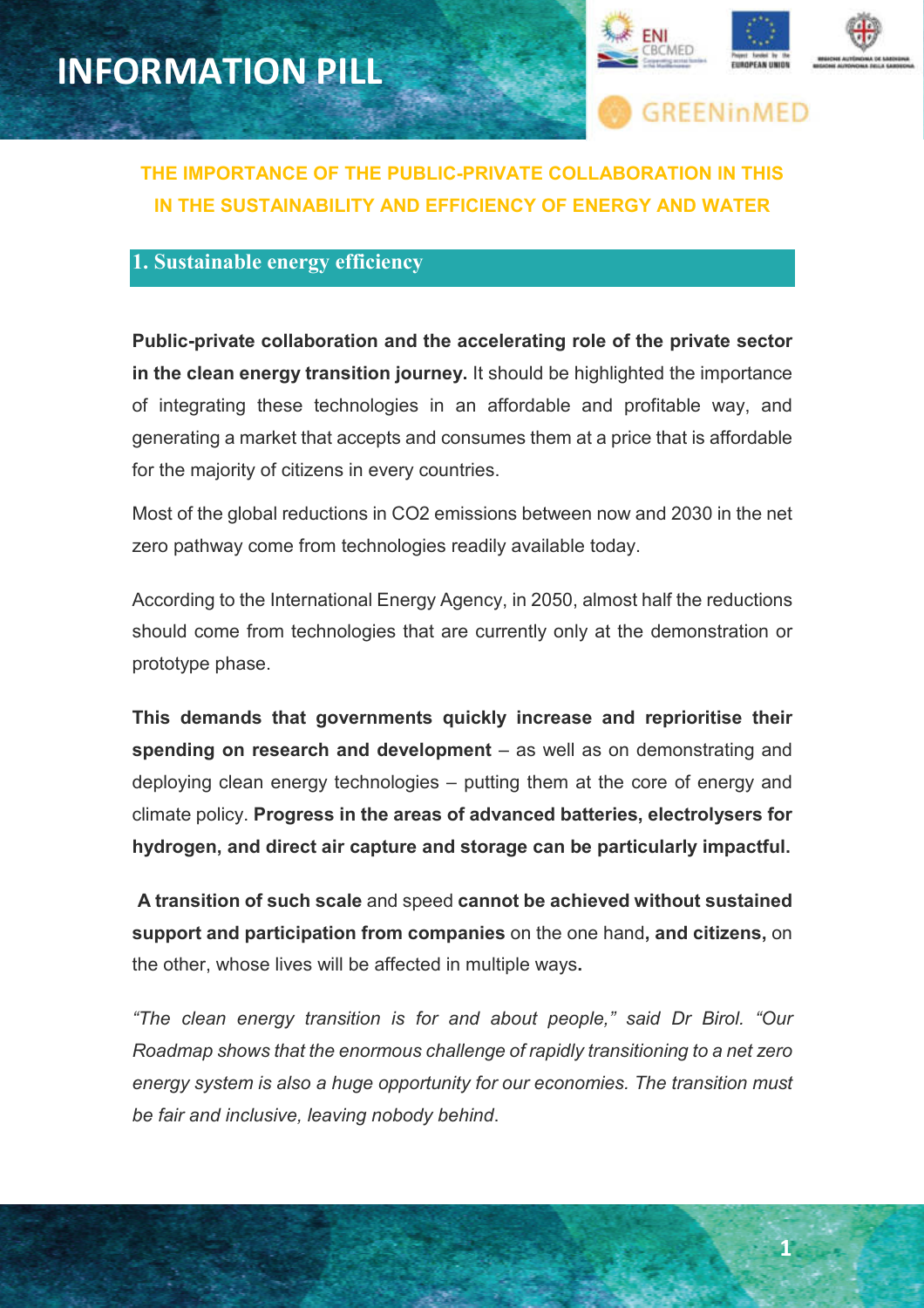# INFORMATION PILL

GREENinMED

**THE IMPORTANCE OF THE PUBLIC-PRIVATE COLLABORATION IN THIS IN THE SUSTAINABILITY AND EFFICIENCY OF ENERGY AND WATER**

## 1. Sustainable energy efficiency

**Public-private collaboration and the accelerating role of the private sector in the clean energy transition journey.** It should be highlighted the importance of integrating these technologies in an affordable and profitable way, and generating a market that accepts and consumes them at a price that is affordable for the majority of citizens in every countries.

Most of the global reductions in $CO_2$ emissions between now and 2030 in the net zero pathway come from technologies readily available today.

According to the International Energy Agency, in 2050, almost half the reductions should come from technologies that are currently only at the demonstration or prototype phase.

**This demands that governments quickly increase and reprioritise their spending on research and development** – as well as on demonstrating and deploying clean energy technologies – putting them at the core of energy and climate policy. **Progress in the areas of advanced batteries, electrolysers for hydrogen, and direct air capture and storage can be particularly impactful.**

**A transition of such scale** and speed **cannot be achieved without sustained support and participation from companies** on the one hand**, and citizens,** on the other, whose lives will be affected in multiple ways**.**

*"The clean energy transition is for and about people," said Dr Birol. "Our Roadmap shows that the enormous challenge of rapidly transitioning to a net zero energy system is also a huge opportunity for our economies. The transition must be fair and inclusive, leaving nobody behind.*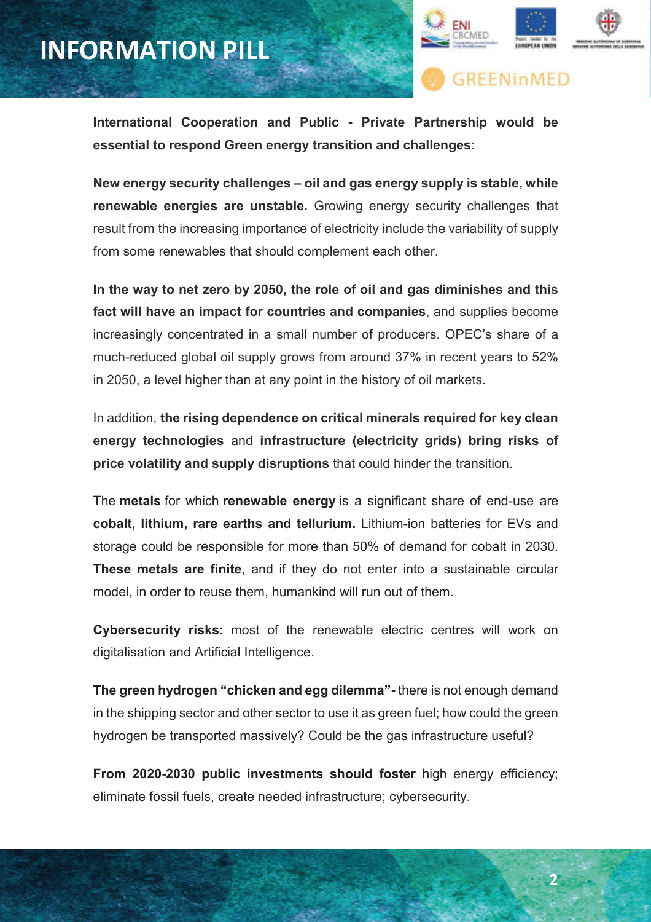**International Cooperation and Public - Private Partnership would be essential to respond Green energy transition and challenges:**

**New energy security challenges – oil and gas energy supply is stable, while renewable energies are unstable.** Growing energy security challenges that result from the increasing importance of electricity include the variability of supply from some renewables that should complement each other.

**In the way to net zero by 2050, the role of oil and gas diminishes and this fact will have an impact for countries and companies**, and supplies become increasingly concentrated in a small number of producers. OPEC's share of a much-reduced global oil supply grows from around 37% in recent years to 52% in 2050, a level higher than at any point in the history of oil markets.

In addition, **the rising dependence on critical minerals required for key clean energy technologies** and **infrastructure (electricity grids) bring risks of price volatility and supply disruptions** that could hinder the transition.

The **metals** for which **renewable energy** is a significant share of end-use are **cobalt, lithium, rare earths and tellurium.** Lithium-ion batteries for EVs and storage could be responsible for more than 50% of demand for cobalt in 2030. **These metals are finite,** and if they do not enter into a sustainable circular model, in order to reuse them, humankind will run out of them.

**Cybersecurity risks**: most of the renewable electric centres will work on digitalisation and Artificial Intelligence.

**The green hydrogen "chicken and egg dilemma"-** there is not enough demand in the shipping sector and other sector to use it as green fuel; how could the green hydrogen be transported massively? Could be the gas infrastructure useful?

**From 2020-2030 public investments should foster** high energy efficiency; eliminate fossil fuels, create needed infrastructure; cybersecurity.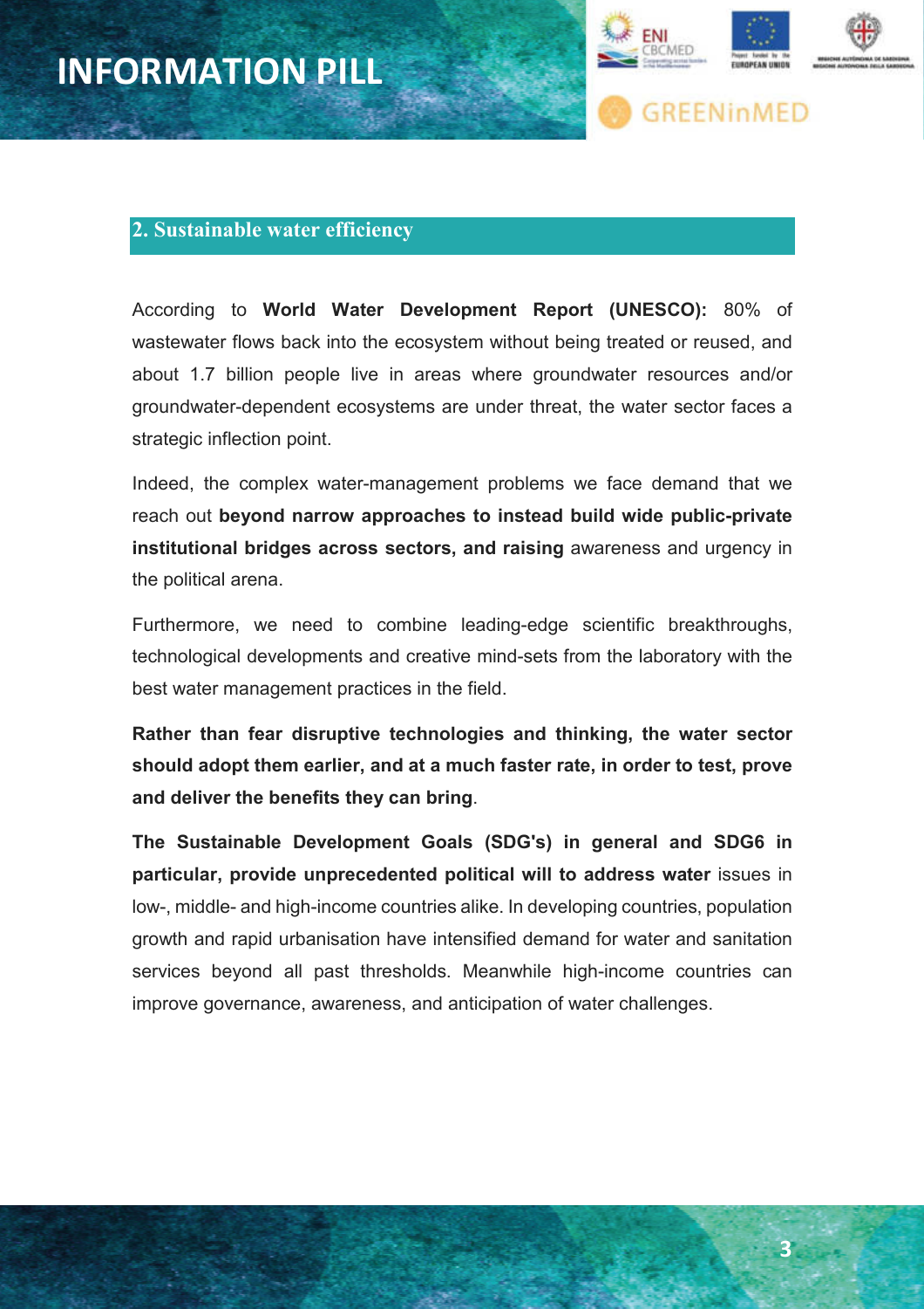## 2. Sustainable water efficiency

According to **World Water Development Report (UNESCO):** 80% of wastewater flows back into the ecosystem without being treated or reused, and about 1.7 billion people live in areas where groundwater resources and/or groundwater-dependent ecosystems are under threat, the water sector faces a strategic inflection point.

Indeed, the complex water-management problems we face demand that we reach out **beyond narrow approaches to instead build wide public-private institutional bridges across sectors, and raising** awareness and urgency in the political arena.

Furthermore, we need to combine leading-edge scientific breakthroughs, technological developments and creative mind-sets from the laboratory with the best water management practices in the field.

**Rather than fear disruptive technologies and thinking, the water sector should adopt them earlier, and at a much faster rate, in order to test, prove and deliver the benefits they can bring**.

**The Sustainable Development Goals (SDG's) in general and SDG6 in particular, provide unprecedented political will to address water** issues in low-, middle- and high-income countries alike. In developing countries, population growth and rapid urbanisation have intensified demand for water and sanitation services beyond all past thresholds. Meanwhile high-income countries can improve governance, awareness, and anticipation of water challenges.